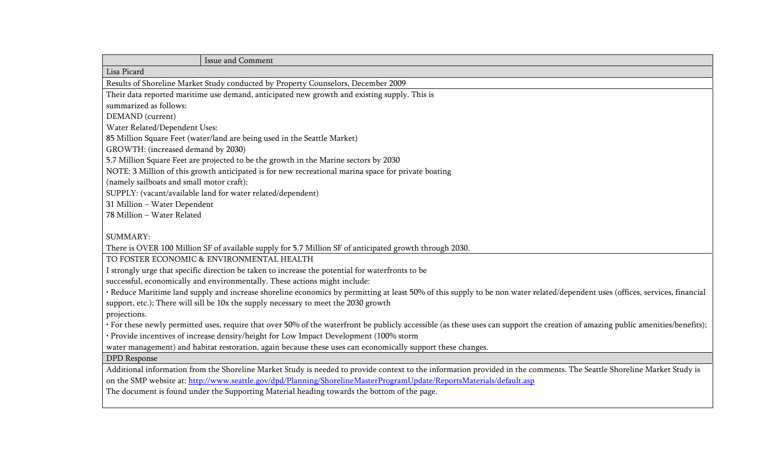| | Issue and Comment |
|---|---|
| Lisa Picard | |
| Results of Shoreline Market Study conducted by Property Counselors, December 2009 | |
| Their data reported maritime use demand, anticipated new growth and existing supply. This is summarized as follows:<br>DEMAND (current)<br>Water Related/Dependent Uses:<br>85 Million Square Feet (water/land are being used in the Seattle Market)<br>GROWTH: (increased demand by 2030)<br>5.7 Million Square Feet are projected to be the growth in the Marine sectors by 2030<br>NOTE: 3 Million of this growth anticipated is for new recreational marina space for private boating (namely sailboats and small motor craft);<br>SUPPLY: (vacant/available land for water related/dependent)<br>31 Million – Water Dependent<br>78 Million – Water Related<br><br>SUMMARY:<br>There is OVER 100 Million SF of available supply for 5.7 Million SF of anticipated growth through 2030. | |
| TO FOSTER ECONOMIC & ENVIRONMENTAL HEALTH<br>I strongly urge that specific direction be taken to increase the potential for waterfronts to be successful, economically and environmentally. These actions might include:<br>• Reduce Maritime land supply and increase shoreline economics by permitting at least 50% of this supply to be non water related/dependent uses (offices, services, financial support, etc.); There will sill be 10x the supply necessary to meet the 2030 growth projections.<br>• For these newly permitted uses, require that over 50% of the waterfront be publicly accessible (as these uses can support the creation of amazing public amenities/benefits);<br>• Provide incentives of increase density/height for Low Impact Development (100% storm water management) and habitat restoration, again because these uses can economically support these changes. | |
| DPD Response | |
| Additional information from the Shoreline Market Study is needed to provide context to the information provided in the comments. The Seattle Shoreline Market Study is on the SMP website at: http://www.seattle.gov/dpd/Planning/ShorelineMasterProgramUpdate/ReportsMaterials/default.asp<br>The document is found under the Supporting Material heading towards the bottom of the page. | |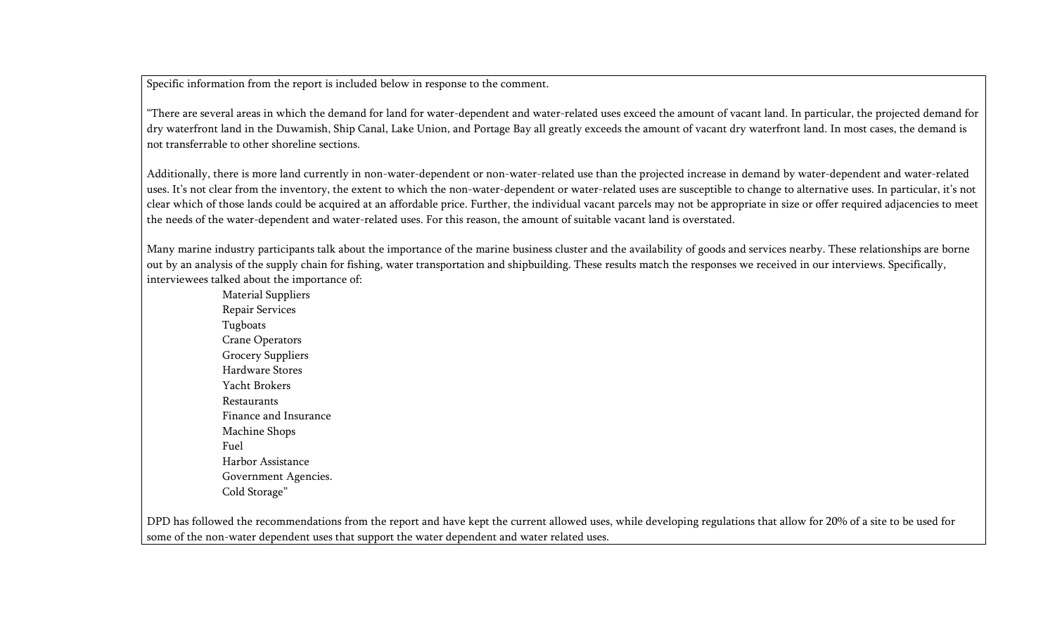Specific information from the report is included below in response to the comment.

"There are several areas in which the demand for land for water-dependent and water-related uses exceed the amount of vacant land. In particular, the projected demand for dry waterfront land in the Duwamish, Ship Canal, Lake Union, and Portage Bay all greatly exceeds the amount of vacant dry waterfront land. In most cases, the demand is not transferrable to other shoreline sections.

Additionally, there is more land currently in non-water-dependent or non-water-related use than the projected increase in demand by water-dependent and water-related uses. It's not clear from the inventory, the extent to which the non-water-dependent or water-related uses are susceptible to change to alternative uses. In particular, it's not clear which of those lands could be acquired at an affordable price. Further, the individual vacant parcels may not be appropriate in size or offer required adjacencies to meet the needs of the water-dependent and water-related uses. For this reason, the amount of suitable vacant land is overstated.

Many marine industry participants talk about the importance of the marine business cluster and the availability of goods and services nearby. These relationships are borne out by an analysis of the supply chain for fishing, water transportation and shipbuilding. These results match the responses we received in our interviews. Specifically, interviewees talked about the importance of:

- Material Suppliers
- Repair Services
- Tugboats
- Crane Operators
- Grocery Suppliers
- Hardware Stores
- Yacht Brokers
- Restaurants
- Finance and Insurance
- Machine Shops
- Fuel
- Harbor Assistance
- Government Agencies.
- Cold Storage"

DPD has followed the recommendations from the report and have kept the current allowed uses, while developing regulations that allow for 20% of a site to be used for some of the non-water dependent uses that support the water dependent and water related uses.